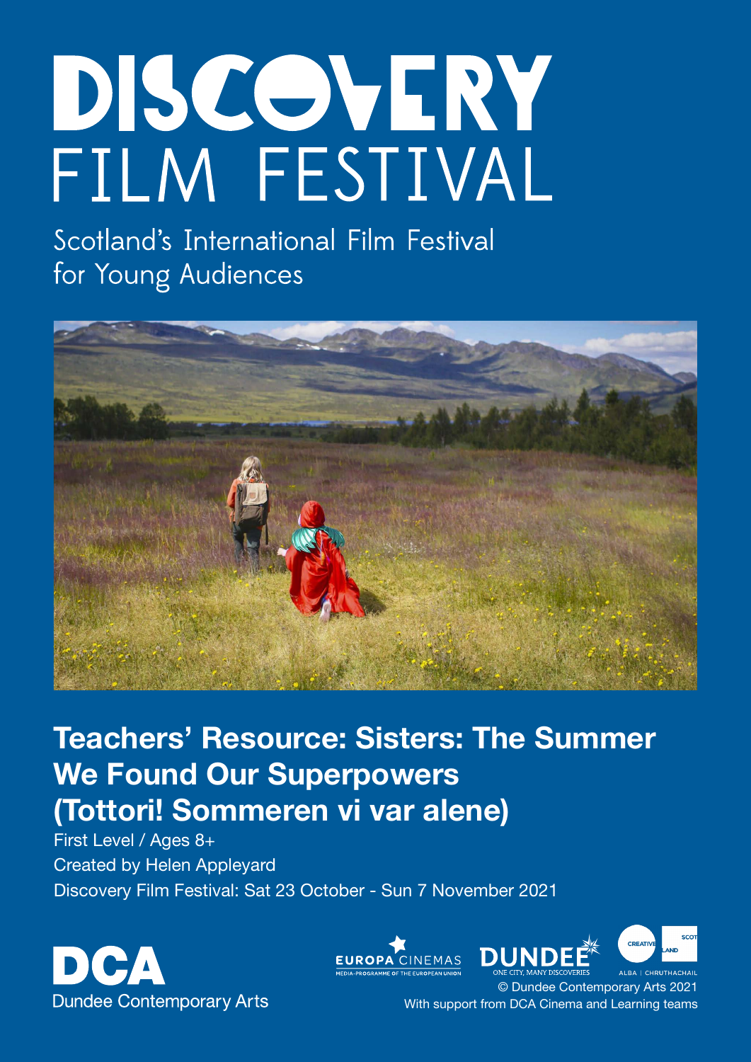# DISCOVERY FILM FESTIVAL

Scotland's International Film Festival for Young Audiences

## Teachers' Resource: Sisters: The Summer We Found Our Superpowers (Tottori! Sommeren vi var alene)

First Level / Ages 8+

Created by Helen Appleyard

Discovery Film Festival: Sat 23 October - Sun 7 November 2021

DCA Dundee Contemporary Arts

EUROPA CINEMAS MEDIA-PROGRAMME OF THE EUROPEAN UNION

DUNDEE ONE CITY, MANY DISCOVERIES

CREATIVE SCOTLAND ALBA | CHRUTHACHAIL

© Dundee Contemporary Arts 2021

With support from DCA Cinema and Learning teams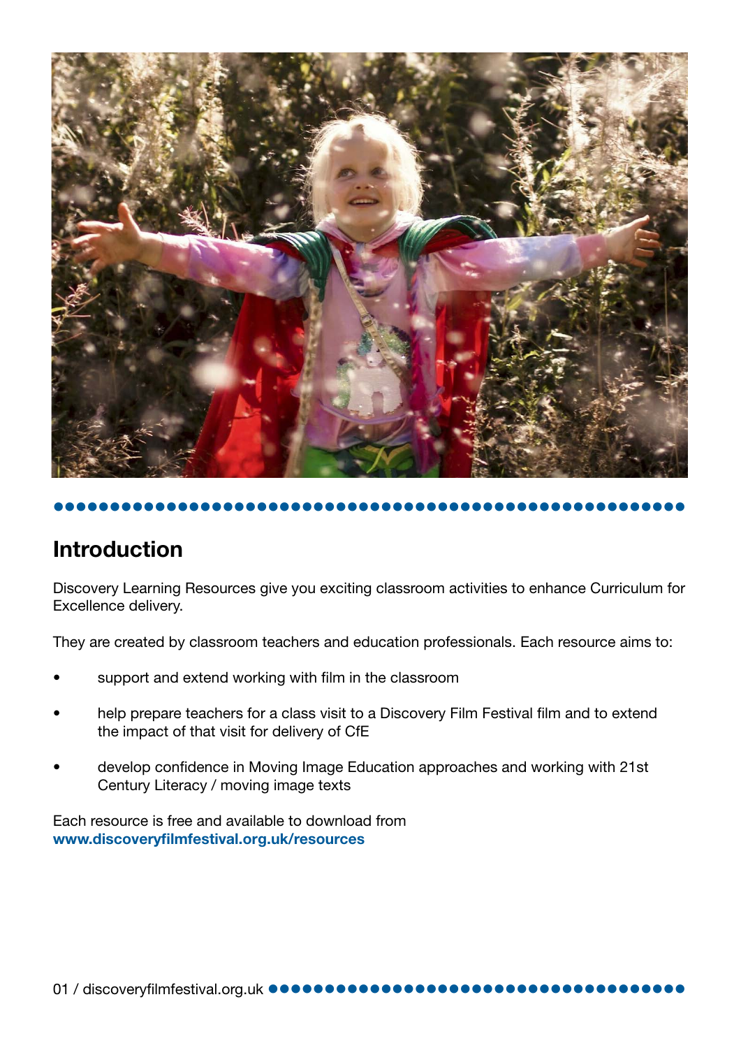## Introduction

Discovery Learning Resources give you exciting classroom activities to enhance Curriculum for Excellence delivery.

They are created by classroom teachers and education professionals. Each resource aims to:

- support and extend working with film in the classroom
- help prepare teachers for a class visit to a Discovery Film Festival film and to extend the impact of that visit for delivery of CfE
- develop confidence in Moving Image Education approaches and working with 21st Century Literacy / moving image texts

Each resource is free and available to download from **www.discoveryfilmfestival.org.uk/resources**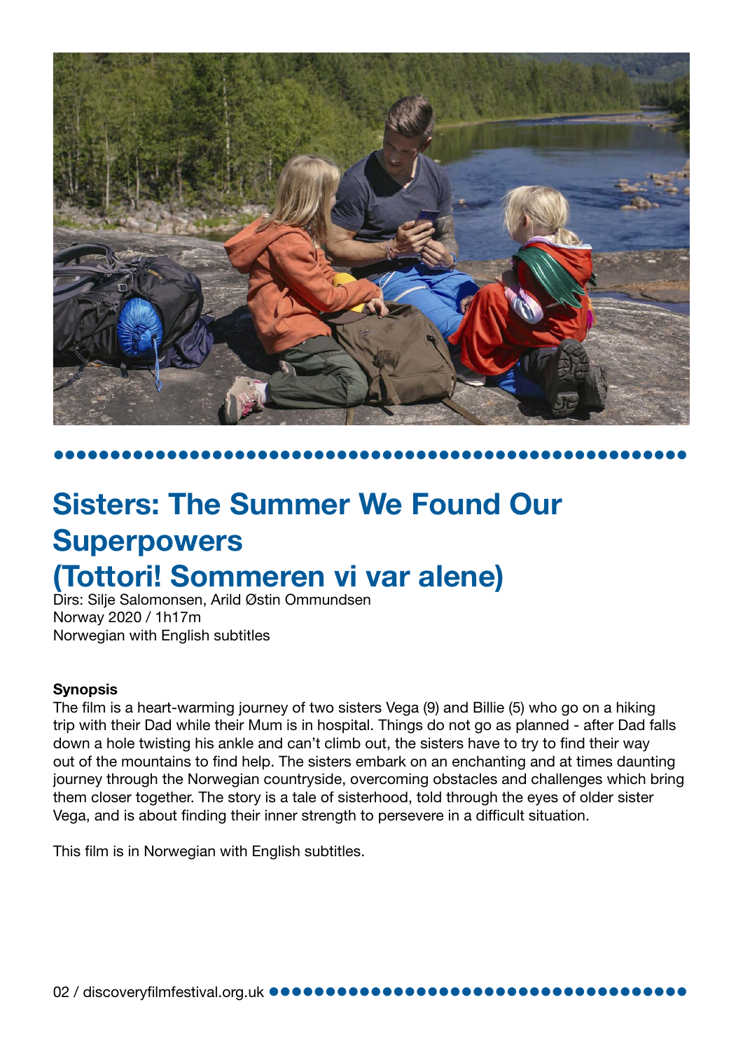# Sisters: The Summer We Found Our Superpowers (Tottori! Sommeren vi var alene)

Dirs: Silje Salomonsen, Arild Østin Ommundsen
Norway 2020 / 1h17m
Norwegian with English subtitles

**Synopsis**

The film is a heart-warming journey of two sisters Vega (9) and Billie (5) who go on a hiking trip with their Dad while their Mum is in hospital. Things do not go as planned - after Dad falls down a hole twisting his ankle and can't climb out, the sisters have to try to find their way out of the mountains to find help. The sisters embark on an enchanting and at times daunting journey through the Norwegian countryside, overcoming obstacles and challenges which bring them closer together. The story is a tale of sisterhood, told through the eyes of older sister Vega, and is about finding their inner strength to persevere in a difficult situation.

This film is in Norwegian with English subtitles.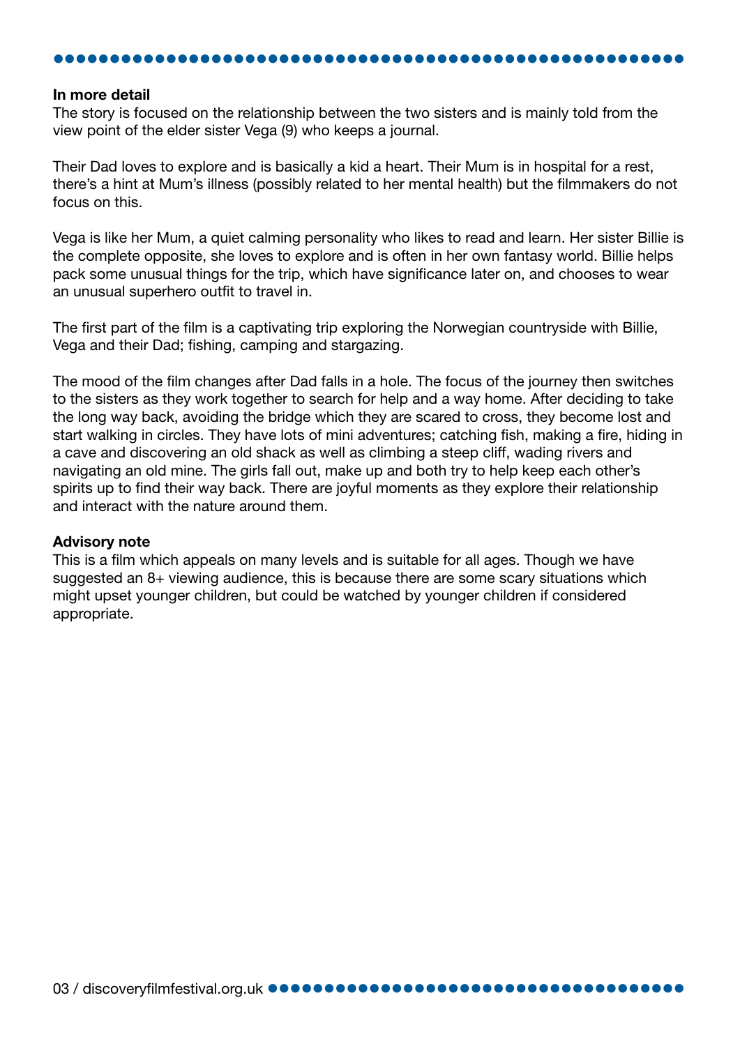**In more detail**

The story is focused on the relationship between the two sisters and is mainly told from the view point of the elder sister Vega (9) who keeps a journal.

Their Dad loves to explore and is basically a kid a heart. Their Mum is in hospital for a rest, there's a hint at Mum's illness (possibly related to her mental health) but the filmmakers do not focus on this.

Vega is like her Mum, a quiet calming personality who likes to read and learn. Her sister Billie is the complete opposite, she loves to explore and is often in her own fantasy world. Billie helps pack some unusual things for the trip, which have significance later on, and chooses to wear an unusual superhero outfit to travel in.

The first part of the film is a captivating trip exploring the Norwegian countryside with Billie, Vega and their Dad; fishing, camping and stargazing.

The mood of the film changes after Dad falls in a hole. The focus of the journey then switches to the sisters as they work together to search for help and a way home. After deciding to take the long way back, avoiding the bridge which they are scared to cross, they become lost and start walking in circles. They have lots of mini adventures; catching fish, making a fire, hiding in a cave and discovering an old shack as well as climbing a steep cliff, wading rivers and navigating an old mine. The girls fall out, make up and both try to help keep each other's spirits up to find their way back. There are joyful moments as they explore their relationship and interact with the nature around them.

**Advisory note**

This is a film which appeals on many levels and is suitable for all ages. Though we have suggested an 8+ viewing audience, this is because there are some scary situations which might upset younger children, but could be watched by younger children if considered appropriate.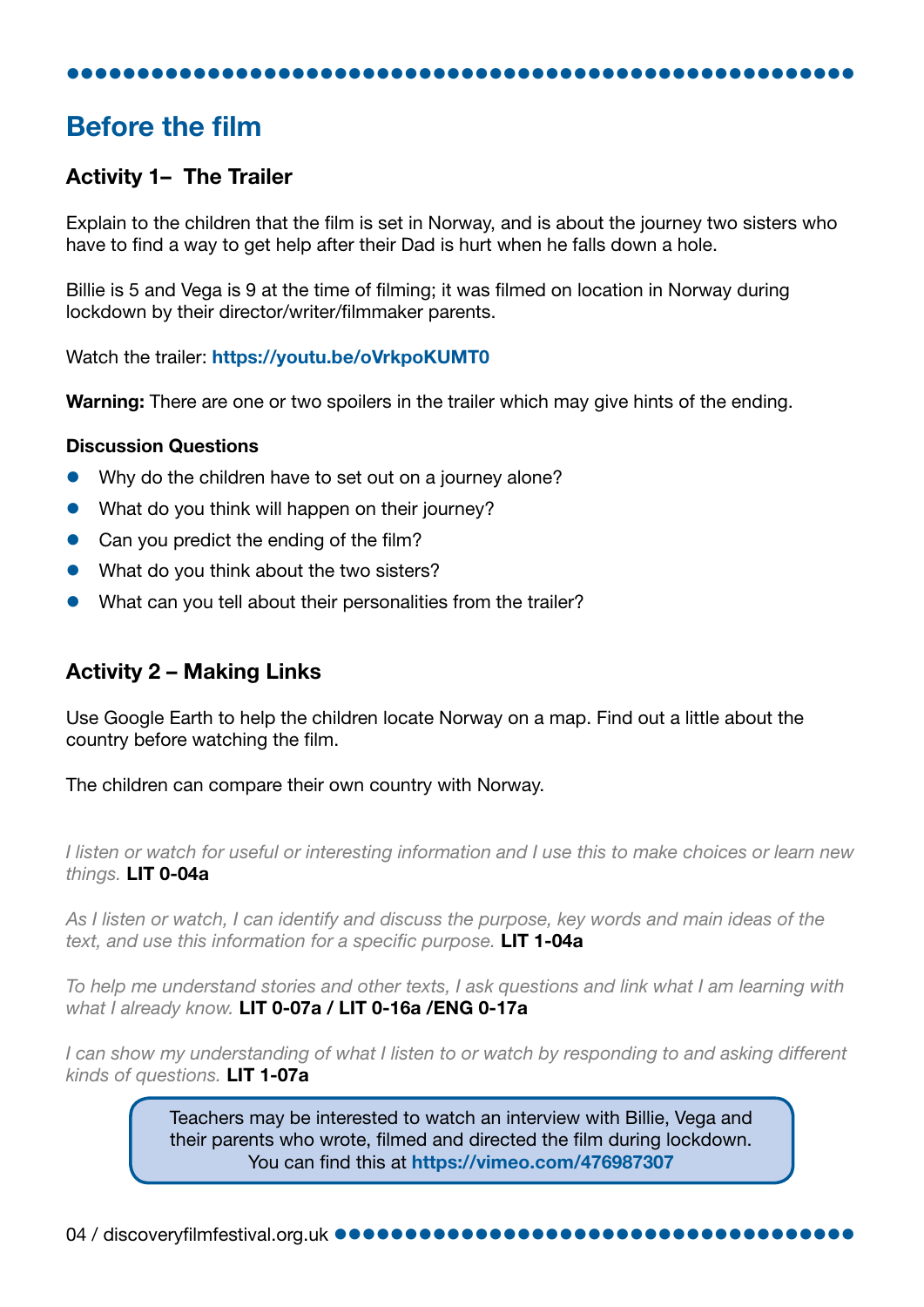## Before the film

### Activity 1– The Trailer

Explain to the children that the film is set in Norway, and is about the journey two sisters who have to find a way to get help after their Dad is hurt when he falls down a hole.

Billie is 5 and Vega is 9 at the time of filming; it was filmed on location in Norway during lockdown by their director/writer/filmmaker parents.

Watch the trailer: **https://youtu.be/oVrkpoKUMT0**

**Warning:** There are one or two spoilers in the trailer which may give hints of the ending.

**Discussion Questions**

- Why do the children have to set out on a journey alone?
- What do you think will happen on their journey?
- Can you predict the ending of the film?
- What do you think about the two sisters?
- What can you tell about their personalities from the trailer?

### Activity 2 – Making Links

Use Google Earth to help the children locate Norway on a map. Find out a little about the country before watching the film.

The children can compare their own country with Norway.

*I listen or watch for useful or interesting information and I use this to make choices or learn new things.* **LIT 0-04a**

*As I listen or watch, I can identify and discuss the purpose, key words and main ideas of the text, and use this information for a specific purpose.* **LIT 1-04a**

*To help me understand stories and other texts, I ask questions and link what I am learning with what I already know.* **LIT 0-07a / LIT 0-16a /ENG 0-17a**

*I can show my understanding of what I listen to or watch by responding to and asking different kinds of questions.* **LIT 1-07a**

> Teachers may be interested to watch an interview with Billie, Vega and their parents who wrote, filmed and directed the film during lockdown. You can find this at **https://vimeo.com/476987307**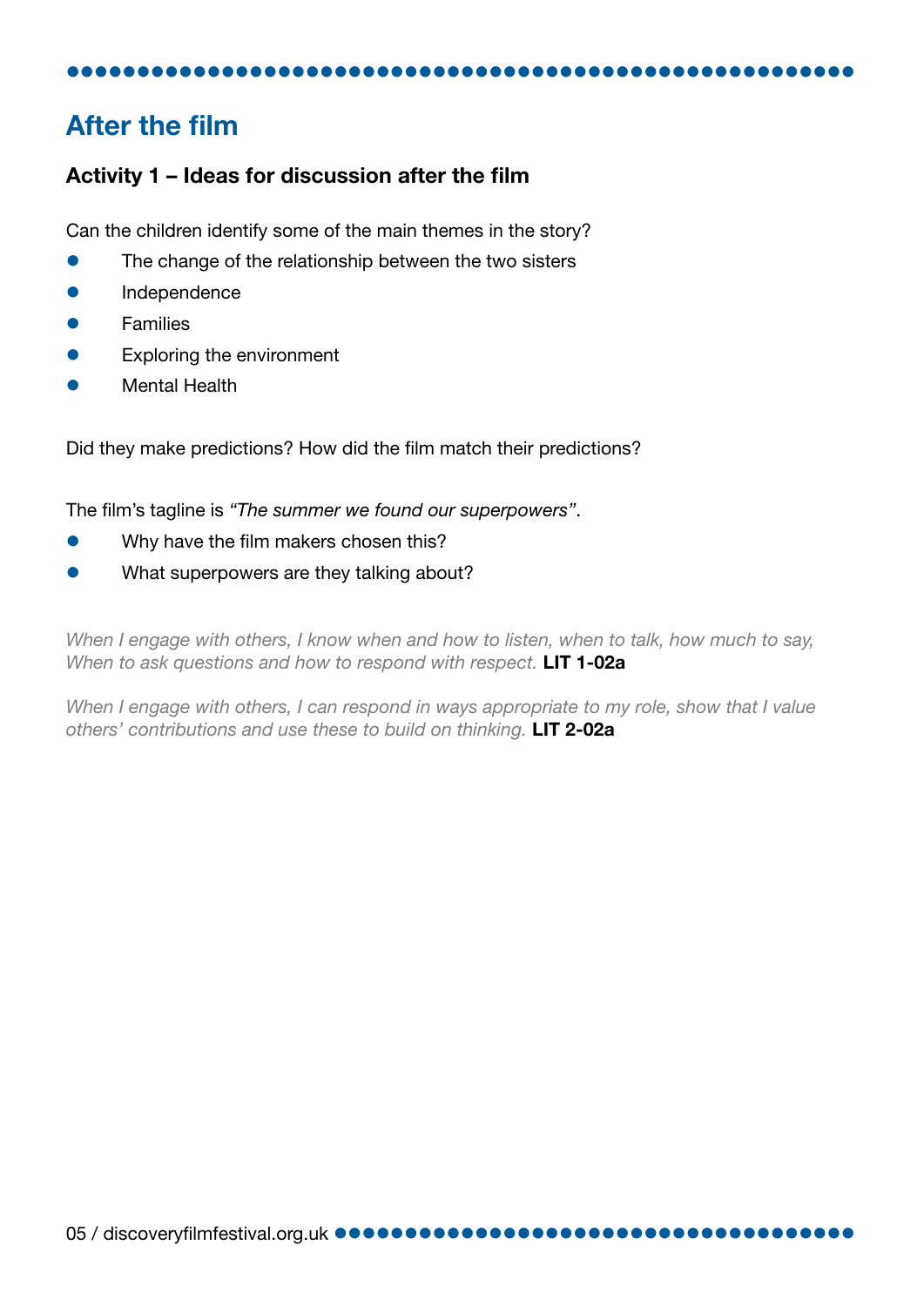## After the film

### Activity 1 – Ideas for discussion after the film

Can the children identify some of the main themes in the story?

- The change of the relationship between the two sisters
- Independence
- Families
- Exploring the environment
- Mental Health

Did they make predictions? How did the film match their predictions?

The film's tagline is *"The summer we found our superpowers"*.

- Why have the film makers chosen this?
- What superpowers are they talking about?

*When I engage with others, I know when and how to listen, when to talk, how much to say, When to ask questions and how to respond with respect.* **LIT 1-02a**

*When I engage with others, I can respond in ways appropriate to my role, show that I value others' contributions and use these to build on thinking.* **LIT 2-02a**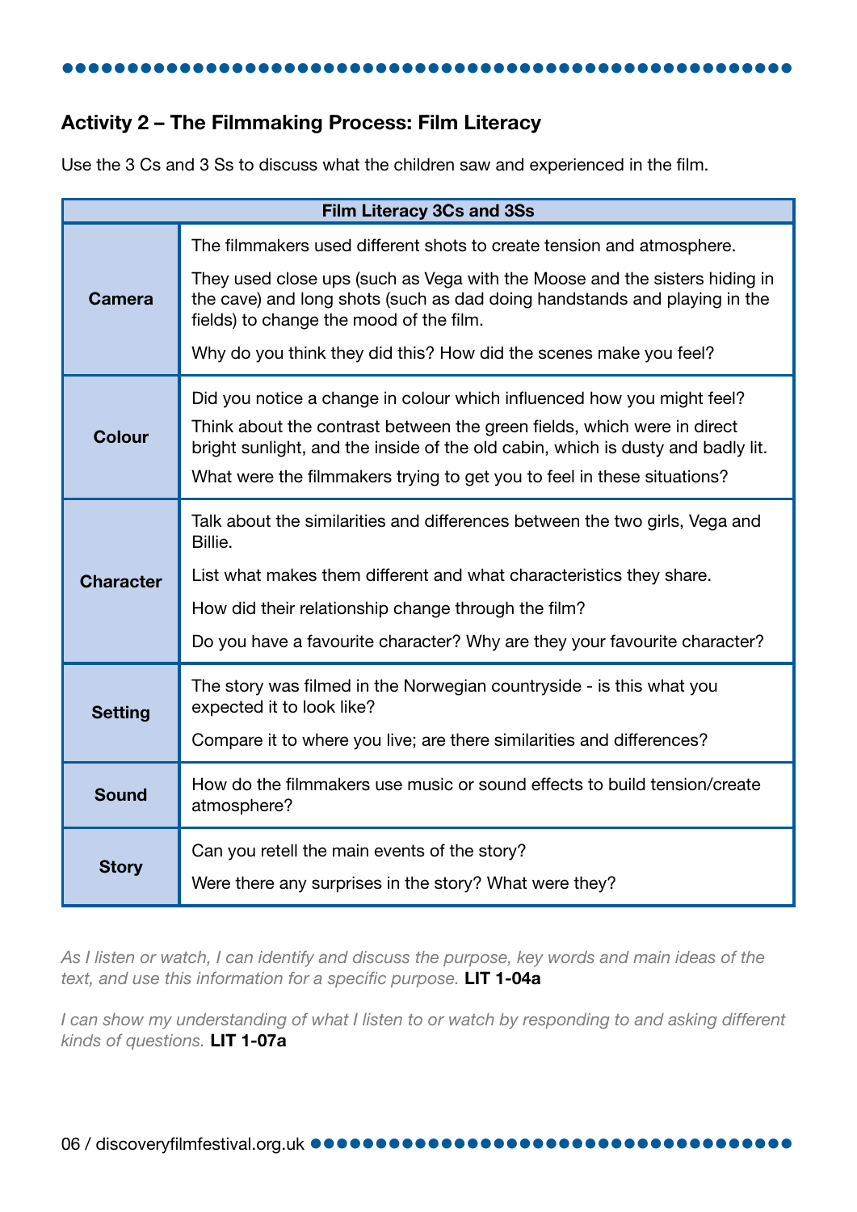## Activity 2 – The Filmmaking Process: Film Literacy

Use the 3 Cs and 3 Ss to discuss what the children saw and experienced in the film.

| Film Literacy 3Cs and 3Ss | |
|---|---|
| **Camera** | The filmmakers used different shots to create tension and atmosphere.<br>They used close ups (such as Vega with the Moose and the sisters hiding in the cave) and long shots (such as dad doing handstands and playing in the fields) to change the mood of the film.<br>Why do you think they did this? How did the scenes make you feel? |
| **Colour** | Did you notice a change in colour which influenced how you might feel?<br>Think about the contrast between the green fields, which were in direct bright sunlight, and the inside of the old cabin, which is dusty and badly lit.<br>What were the filmmakers trying to get you to feel in these situations? |
| **Character** | Talk about the similarities and differences between the two girls, Vega and Billie.<br>List what makes them different and what characteristics they share.<br>How did their relationship change through the film?<br>Do you have a favourite character? Why are they your favourite character? |
| **Setting** | The story was filmed in the Norwegian countryside - is this what you expected it to look like?<br>Compare it to where you live; are there similarities and differences? |
| **Sound** | How do the filmmakers use music or sound effects to build tension/create atmosphere? |
| **Story** | Can you retell the main events of the story?<br>Were there any surprises in the story? What were they? |

*As I listen or watch, I can identify and discuss the purpose, key words and main ideas of the text, and use this information for a specific purpose.* **LIT 1-04a**

*I can show my understanding of what I listen to or watch by responding to and asking different kinds of questions.* **LIT 1-07a**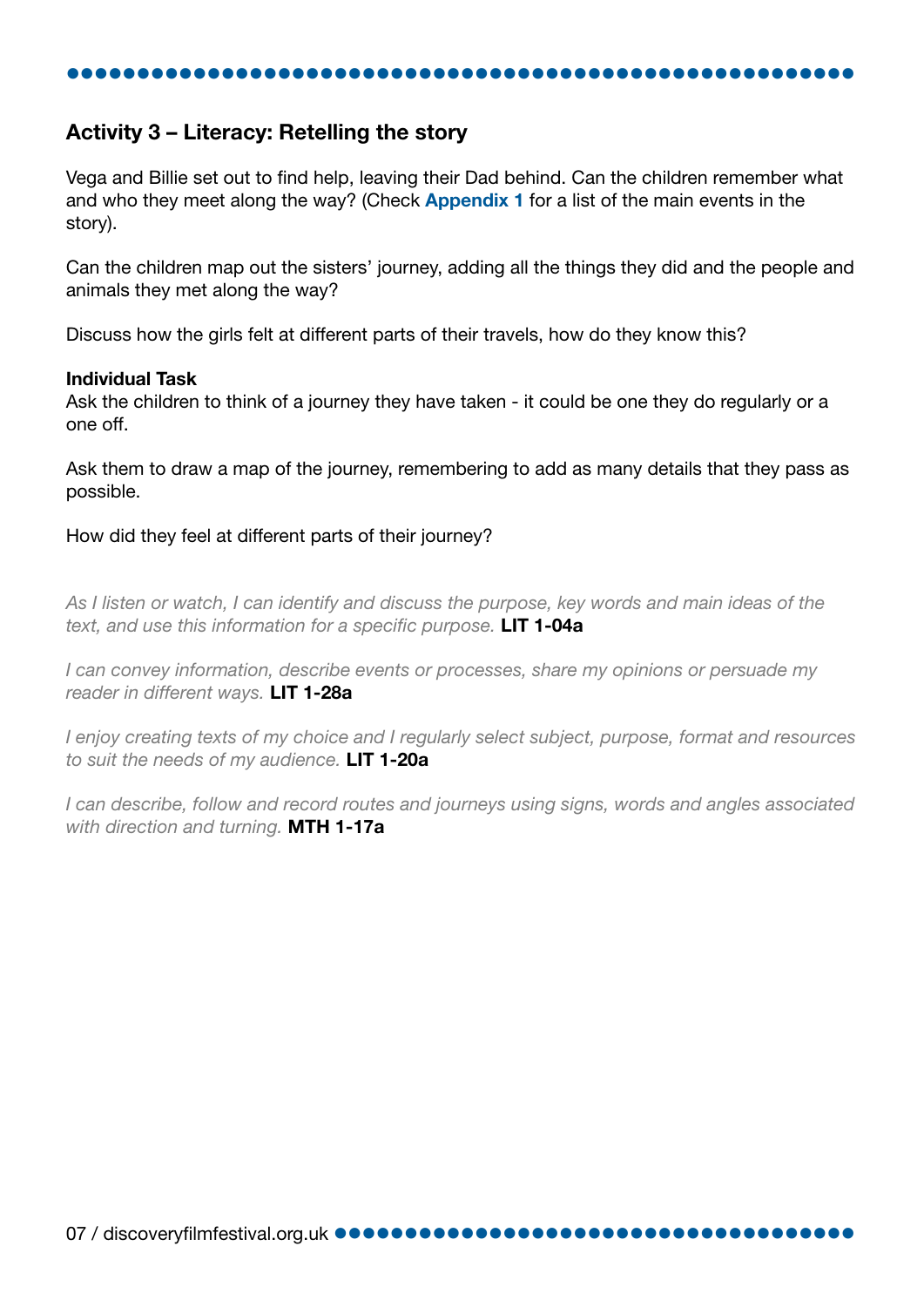## Activity 3 – Literacy: Retelling the story

Vega and Billie set out to find help, leaving their Dad behind. Can the children remember what and who they meet along the way? (Check **Appendix 1** for a list of the main events in the story).

Can the children map out the sisters' journey, adding all the things they did and the people and animals they met along the way?

Discuss how the girls felt at different parts of their travels, how do they know this?

**Individual Task**
Ask the children to think of a journey they have taken - it could be one they do regularly or a one off.

Ask them to draw a map of the journey, remembering to add as many details that they pass as possible.

How did they feel at different parts of their journey?

*As I listen or watch, I can identify and discuss the purpose, key words and main ideas of the text, and use this information for a specific purpose.* **LIT 1-04a**

*I can convey information, describe events or processes, share my opinions or persuade my reader in different ways.* **LIT 1-28a**

*I enjoy creating texts of my choice and I regularly select subject, purpose, format and resources to suit the needs of my audience.* **LIT 1-20a**

*I can describe, follow and record routes and journeys using signs, words and angles associated with direction and turning.* **MTH 1-17a**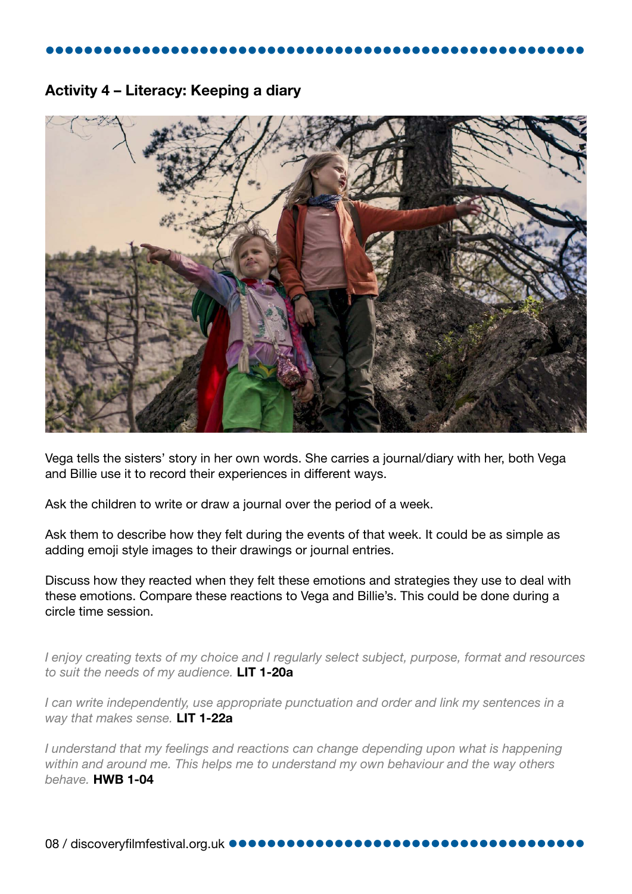## Activity 4 – Literacy: Keeping a diary

Vega tells the sisters' story in her own words. She carries a journal/diary with her, both Vega and Billie use it to record their experiences in different ways.

Ask the children to write or draw a journal over the period of a week.

Ask them to describe how they felt during the events of that week. It could be as simple as adding emoji style images to their drawings or journal entries.

Discuss how they reacted when they felt these emotions and strategies they use to deal with these emotions. Compare these reactions to Vega and Billie's. This could be done during a circle time session.

*I enjoy creating texts of my choice and I regularly select subject, purpose, format and resources to suit the needs of my audience.* **LIT 1-20a**

*I can write independently, use appropriate punctuation and order and link my sentences in a way that makes sense.* **LIT 1-22a**

*I understand that my feelings and reactions can change depending upon what is happening within and around me. This helps me to understand my own behaviour and the way others behave.* **HWB 1-04**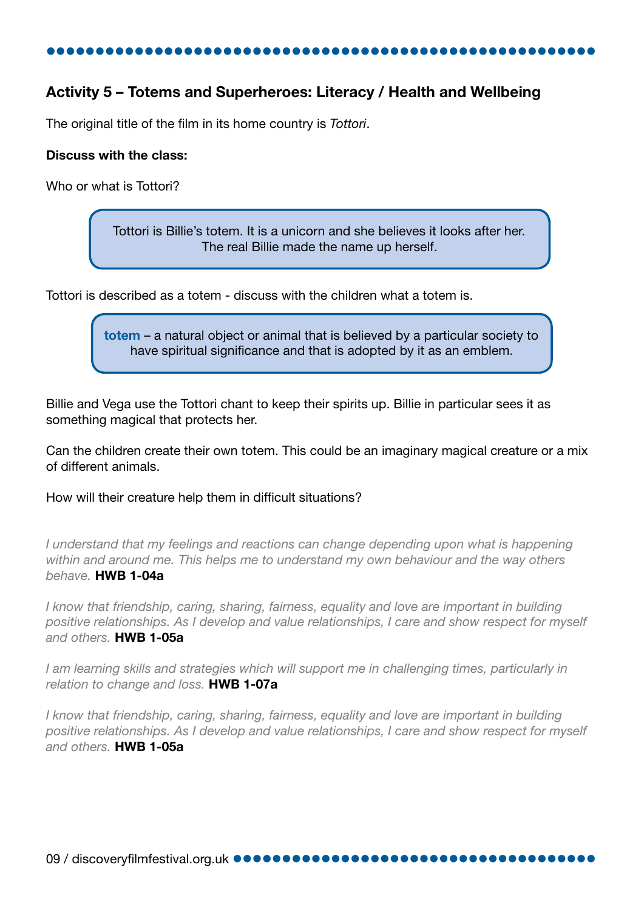## Activity 5 – Totems and Superheroes: Literacy / Health and Wellbeing

The original title of the film in its home country is *Tottori*.

**Discuss with the class:**

Who or what is Tottori?

> Tottori is Billie's totem. It is a unicorn and she believes it looks after her. The real Billie made the name up herself.

Tottori is described as a totem - discuss with the children what a totem is.

> **totem** – a natural object or animal that is believed by a particular society to have spiritual significance and that is adopted by it as an emblem.

Billie and Vega use the Tottori chant to keep their spirits up. Billie in particular sees it as something magical that protects her.

Can the children create their own totem. This could be an imaginary magical creature or a mix of different animals.

How will their creature help them in difficult situations?

*I understand that my feelings and reactions can change depending upon what is happening within and around me. This helps me to understand my own behaviour and the way others behave.* **HWB 1-04a**

*I know that friendship, caring, sharing, fairness, equality and love are important in building positive relationships. As I develop and value relationships, I care and show respect for myself and others.* **HWB 1-05a**

*I am learning skills and strategies which will support me in challenging times, particularly in relation to change and loss.* **HWB 1-07a**

*I know that friendship, caring, sharing, fairness, equality and love are important in building positive relationships. As I develop and value relationships, I care and show respect for myself and others.* **HWB 1-05a**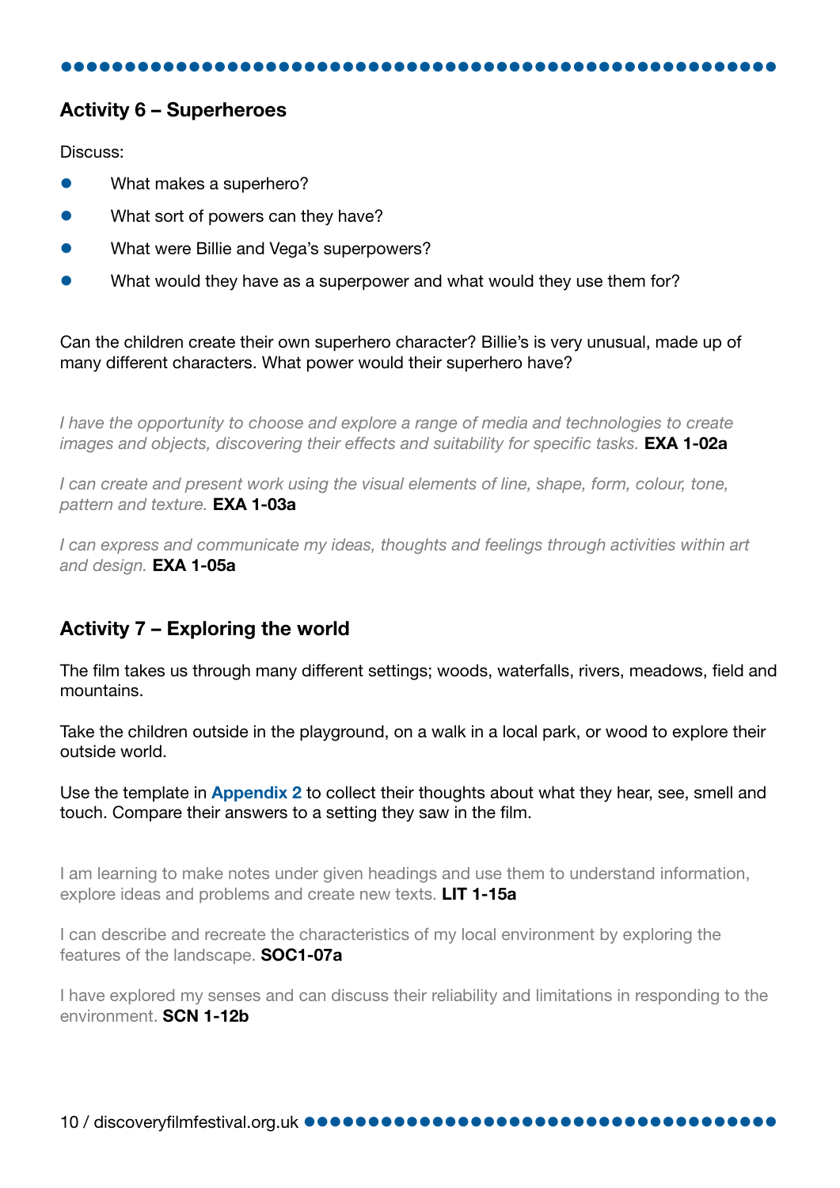## Activity 6 – Superheroes

Discuss:

- What makes a superhero?
- What sort of powers can they have?
- What were Billie and Vega's superpowers?
- What would they have as a superpower and what would they use them for?

Can the children create their own superhero character? Billie's is very unusual, made up of many different characters. What power would their superhero have?

*I have the opportunity to choose and explore a range of media and technologies to create images and objects, discovering their effects and suitability for specific tasks.* **EXA 1-02a**

*I can create and present work using the visual elements of line, shape, form, colour, tone, pattern and texture.* **EXA 1-03a**

*I can express and communicate my ideas, thoughts and feelings through activities within art and design.* **EXA 1-05a**

## Activity 7 – Exploring the world

The film takes us through many different settings; woods, waterfalls, rivers, meadows, field and mountains.

Take the children outside in the playground, on a walk in a local park, or wood to explore their outside world.

Use the template in **Appendix 2** to collect their thoughts about what they hear, see, smell and touch. Compare their answers to a setting they saw in the film.

I am learning to make notes under given headings and use them to understand information, explore ideas and problems and create new texts. **LIT 1-15a**

I can describe and recreate the characteristics of my local environment by exploring the features of the landscape. **SOC1-07a**

I have explored my senses and can discuss their reliability and limitations in responding to the environment. **SCN 1-12b**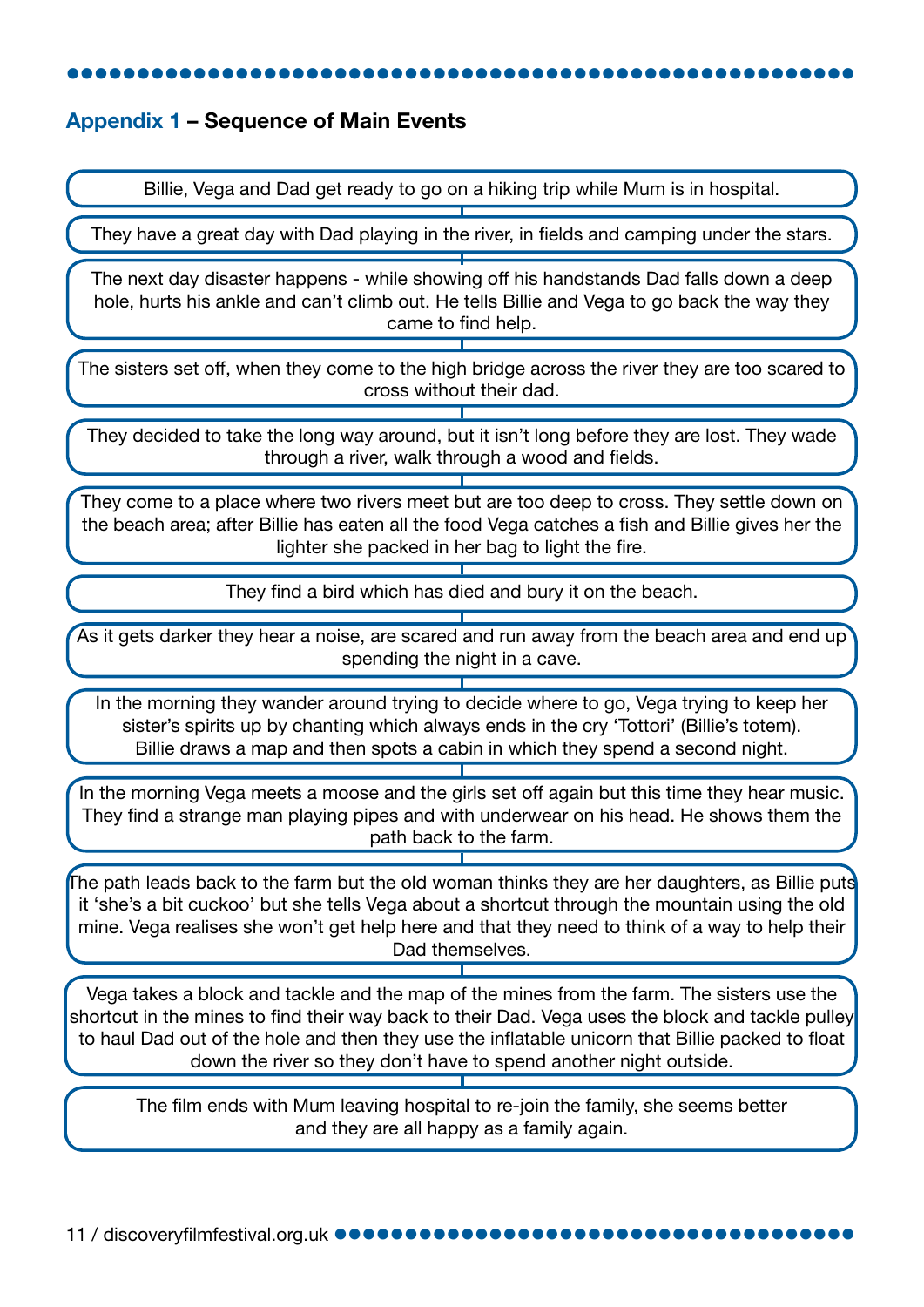## Appendix 1 – Sequence of Main Events

Billie, Vega and Dad get ready to go on a hiking trip while Mum is in hospital.

They have a great day with Dad playing in the river, in fields and camping under the stars.

The next day disaster happens - while showing off his handstands Dad falls down a deep hole, hurts his ankle and can't climb out. He tells Billie and Vega to go back the way they came to find help.

The sisters set off, when they come to the high bridge across the river they are too scared to cross without their dad.

They decided to take the long way around, but it isn't long before they are lost. They wade through a river, walk through a wood and fields.

They come to a place where two rivers meet but are too deep to cross. They settle down on the beach area; after Billie has eaten all the food Vega catches a fish and Billie gives her the lighter she packed in her bag to light the fire.

They find a bird which has died and bury it on the beach.

As it gets darker they hear a noise, are scared and run away from the beach area and end up spending the night in a cave.

In the morning they wander around trying to decide where to go, Vega trying to keep her sister's spirits up by chanting which always ends in the cry 'Tottori' (Billie's totem). Billie draws a map and then spots a cabin in which they spend a second night.

In the morning Vega meets a moose and the girls set off again but this time they hear music. They find a strange man playing pipes and with underwear on his head. He shows them the path back to the farm.

The path leads back to the farm but the old woman thinks they are her daughters, as Billie puts it 'she's a bit cuckoo' but she tells Vega about a shortcut through the mountain using the old mine. Vega realises she won't get help here and that they need to think of a way to help their Dad themselves.

Vega takes a block and tackle and the map of the mines from the farm. The sisters use the shortcut in the mines to find their way back to their Dad. Vega uses the block and tackle pulley to haul Dad out of the hole and then they use the inflatable unicorn that Billie packed to float down the river so they don't have to spend another night outside.

The film ends with Mum leaving hospital to re-join the family, she seems better and they are all happy as a family again.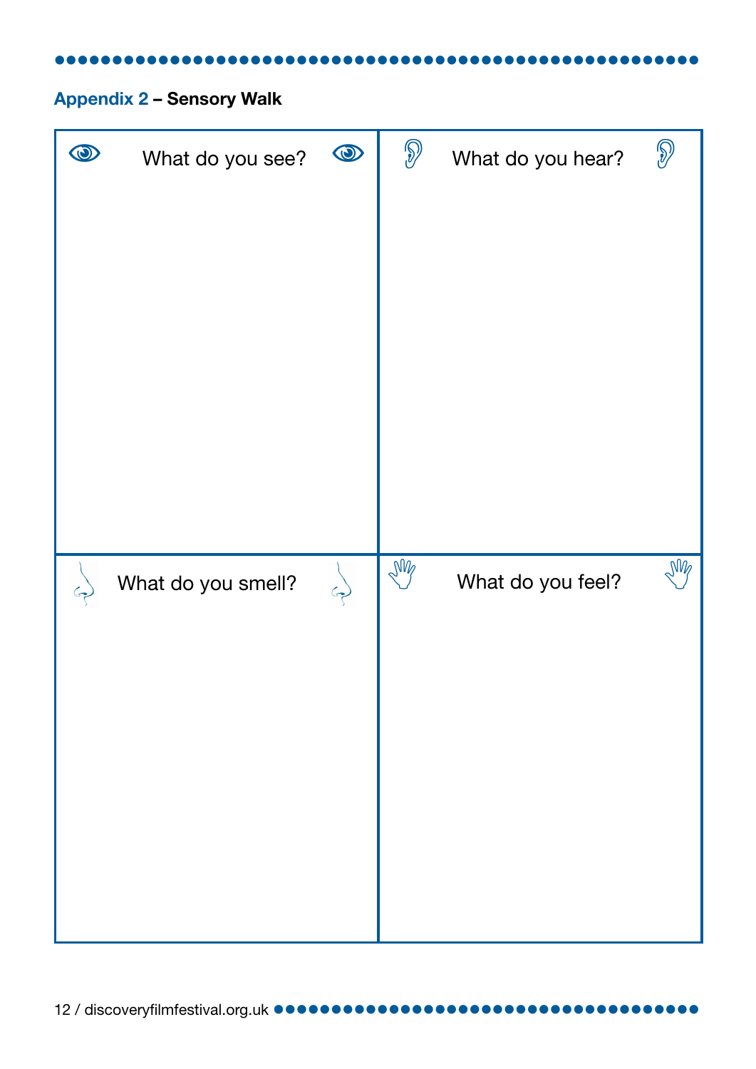## Appendix 2 – Sensory Walk

| What do you see? | What do you hear? |
| --- | --- |
| | |
| **What do you smell?** | **What do you feel?** |
| | |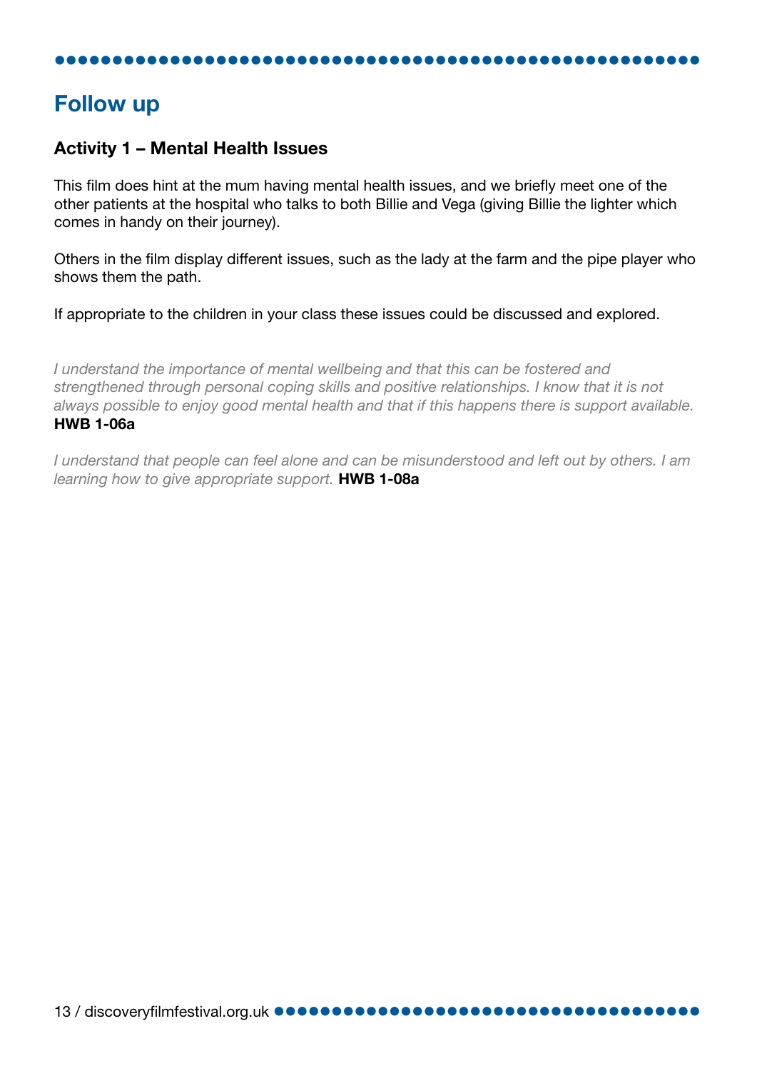## Follow up

### Activity 1 – Mental Health Issues

This film does hint at the mum having mental health issues, and we briefly meet one of the other patients at the hospital who talks to both Billie and Vega (giving Billie the lighter which comes in handy on their journey).

Others in the film display different issues, such as the lady at the farm and the pipe player who shows them the path.

If appropriate to the children in your class these issues could be discussed and explored.

*I understand the importance of mental wellbeing and that this can be fostered and strengthened through personal coping skills and positive relationships. I know that it is not always possible to enjoy good mental health and that if this happens there is support available.* **HWB 1-06a**

*I understand that people can feel alone and can be misunderstood and left out by others. I am learning how to give appropriate support.* **HWB 1-08a**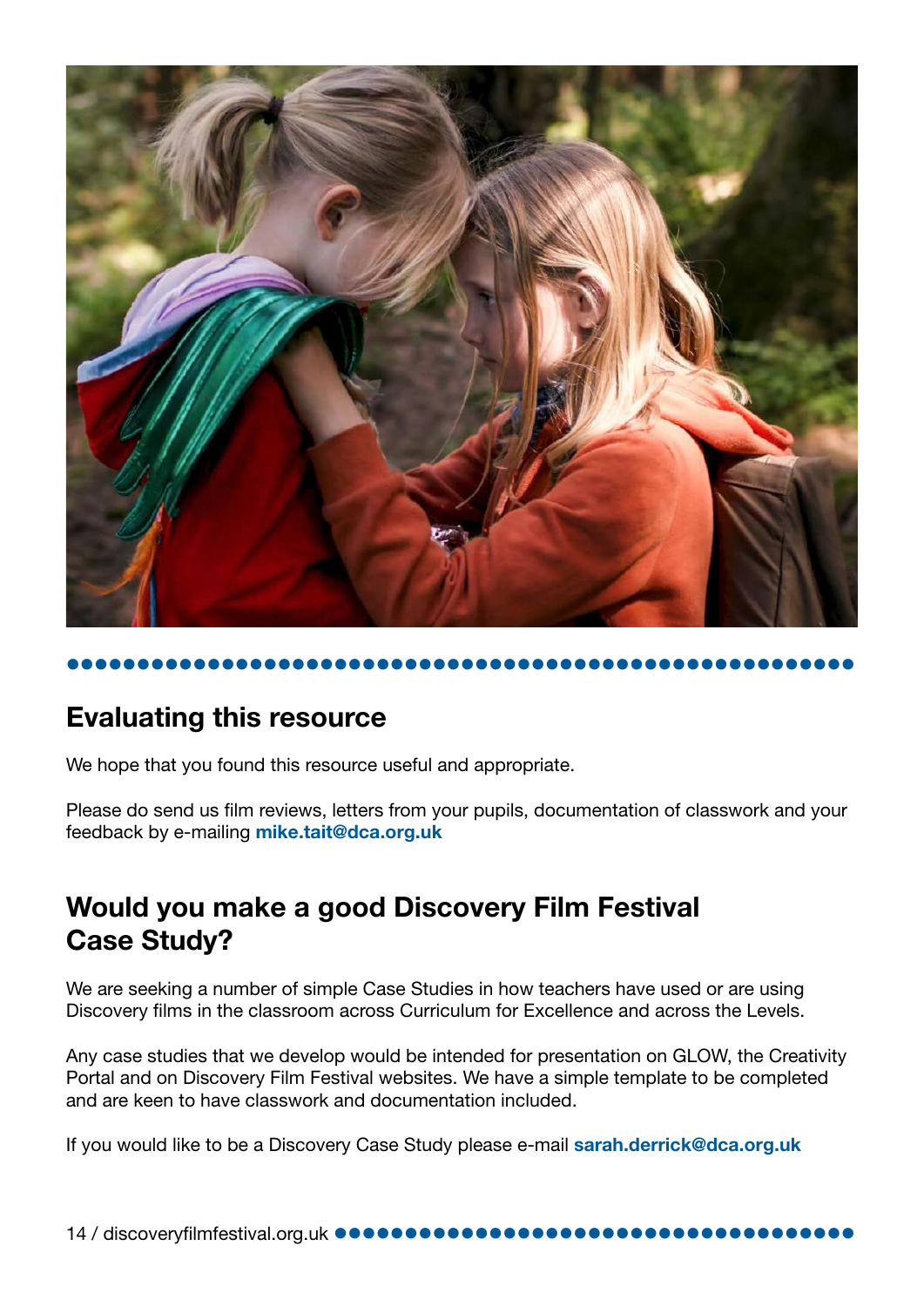## Evaluating this resource

We hope that you found this resource useful and appropriate.

Please do send us film reviews, letters from your pupils, documentation of classwork and your feedback by e-mailing **mike.tait@dca.org.uk**

## Would you make a good Discovery Film Festival Case Study?

We are seeking a number of simple Case Studies in how teachers have used or are using Discovery films in the classroom across Curriculum for Excellence and across the Levels.

Any case studies that we develop would be intended for presentation on GLOW, the Creativity Portal and on Discovery Film Festival websites. We have a simple template to be completed and are keen to have classwork and documentation included.

If you would like to be a Discovery Case Study please e-mail **sarah.derrick@dca.org.uk**